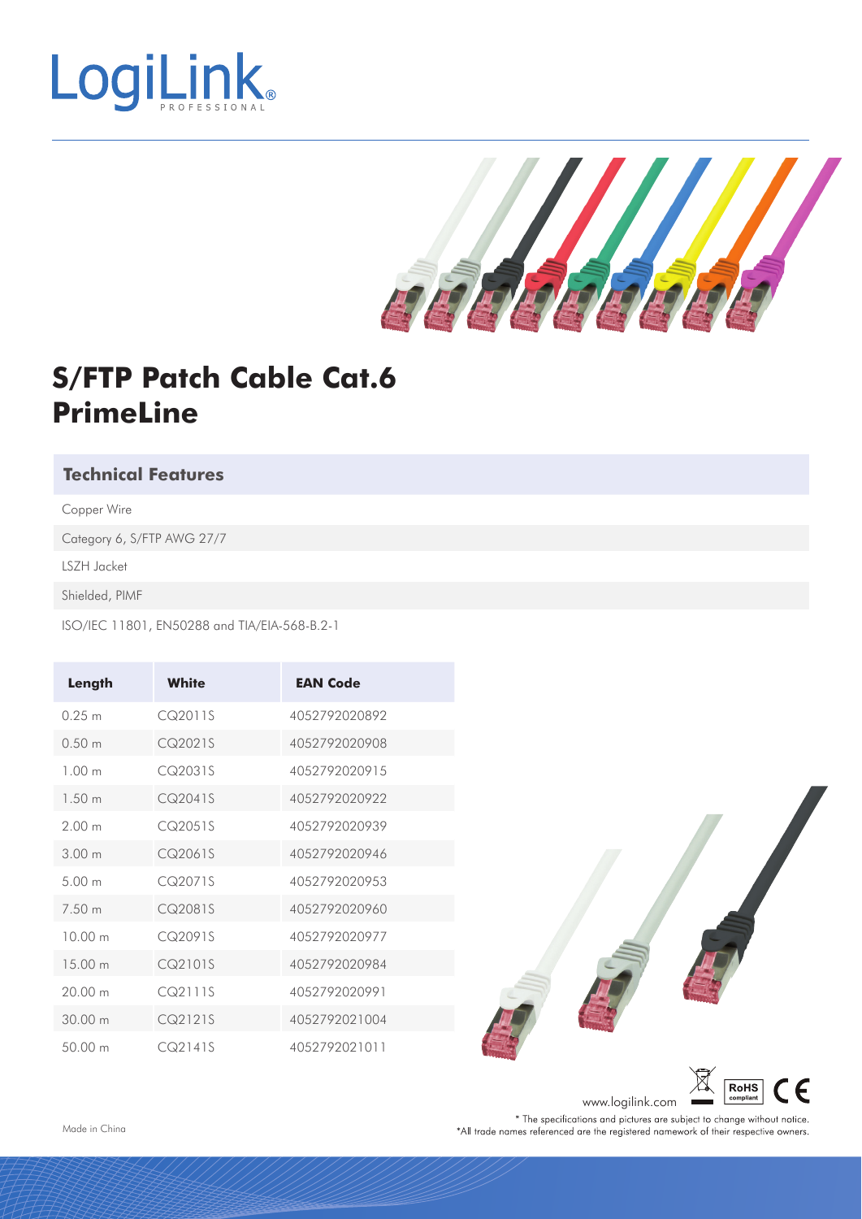# S/FTP Patch Cable Cat.6 PrimeLine

## Technical Features

Copper Wire

Category 6, S/FTP AWG 27/7

LSZH Jacket

Shielded, PIMF

ISO/IEC 11801, EN50288 and TIA/EIA-568-B.2-1

| Length | White | EAN Code |
|---|---|---|
| 0.25 m | CQ2011S | 4052792020892 |
| 0.50 m | CQ2021S | 4052792020908 |
| 1.00 m | CQ2031S | 4052792020915 |
| 1.50 m | CQ2041S | 4052792020922 |
| 2.00 m | CQ2051S | 4052792020939 |
| 3.00 m | CQ2061S | 4052792020946 |
| 5.00 m | CQ2071S | 4052792020953 |
| 7.50 m | CQ2081S | 4052792020960 |
| 10.00 m | CQ2091S | 4052792020977 |
| 15.00 m | CQ2101S | 4052792020984 |
| 20.00 m | CQ2111S | 4052792020991 |
| 30.00 m | CQ2121S | 4052792021004 |
| 50.00 m | CQ2141S | 4052792021011 |

www.logilink.com

Made in China

* The specifications and pictures are subject to change without notice.
*All trade names referenced are the registered namework of their respective owners.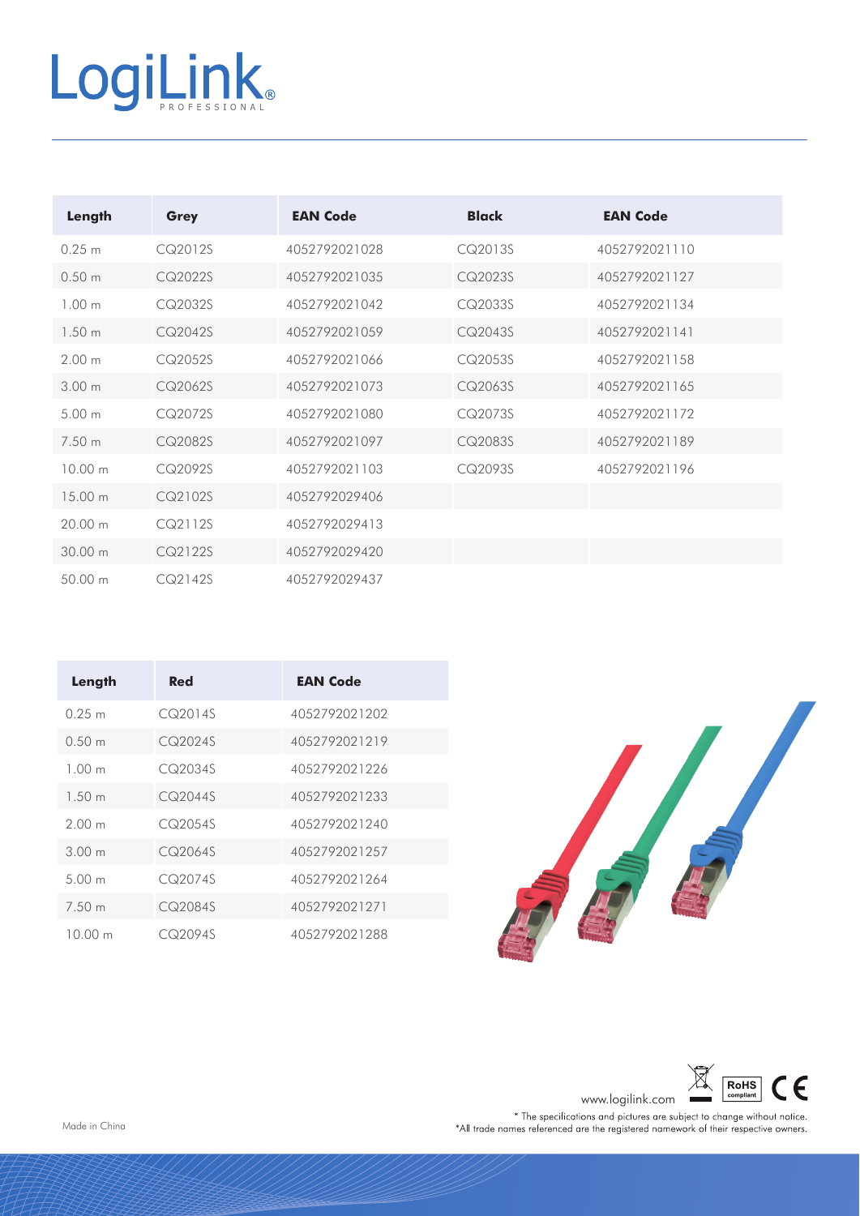| Length | Grey | EAN Code | Black | EAN Code |
|---|---|---|---|---|
| 0.25 m | CQ2012S | 4052792021028 | CQ2013S | 4052792021110 |
| 0.50 m | CQ2022S | 4052792021035 | CQ2023S | 4052792021127 |
| 1.00 m | CQ2032S | 4052792021042 | CQ2033S | 4052792021134 |
| 1.50 m | CQ2042S | 4052792021059 | CQ2043S | 4052792021141 |
| 2.00 m | CQ2052S | 4052792021066 | CQ2053S | 4052792021158 |
| 3.00 m | CQ2062S | 4052792021073 | CQ2063S | 4052792021165 |
| 5.00 m | CQ2072S | 4052792021080 | CQ2073S | 4052792021172 |
| 7.50 m | CQ2082S | 4052792021097 | CQ2083S | 4052792021189 |
| 10.00 m | CQ2092S | 4052792021103 | CQ2093S | 4052792021196 |
| 15.00 m | CQ2102S | 4052792029406 | | |
| 20.00 m | CQ2112S | 4052792029413 | | |
| 30.00 m | CQ2122S | 4052792029420 | | |
| 50.00 m | CQ2142S | 4052792029437 | | |

| Length | Red | EAN Code |
|---|---|---|
| 0.25 m | CQ2014S | 4052792021202 |
| 0.50 m | CQ2024S | 4052792021219 |
| 1.00 m | CQ2034S | 4052792021226 |
| 1.50 m | CQ2044S | 4052792021233 |
| 2.00 m | CQ2054S | 4052792021240 |
| 3.00 m | CQ2064S | 4052792021257 |
| 5.00 m | CQ2074S | 4052792021264 |
| 7.50 m | CQ2084S | 4052792021271 |
| 10.00 m | CQ2094S | 4052792021288 |

www.logilink.com

Made in China

* The specifications and pictures are subject to change without notice.
*All trade names referenced are the registered namework of their respective owners.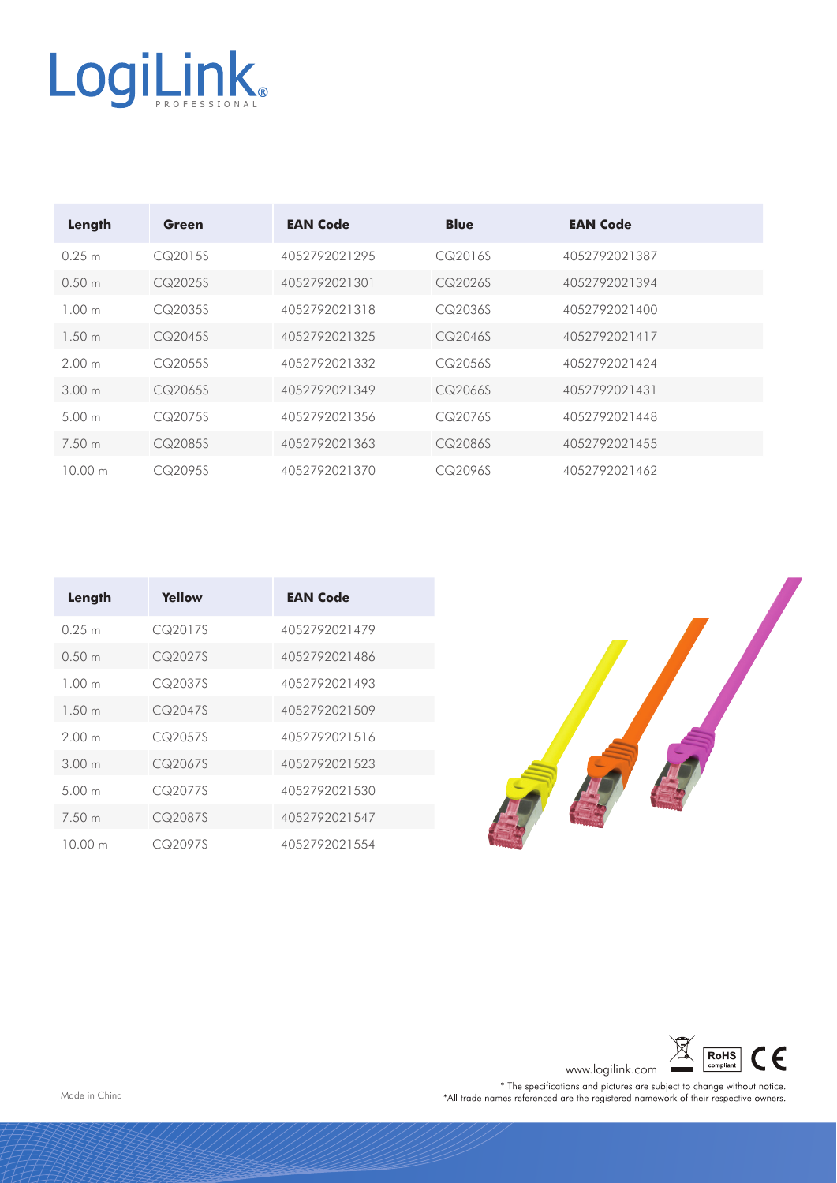| Length | Green | EAN Code | Blue | EAN Code |
|---|---|---|---|---|
| 0.25 m | CQ2015S | 4052792021295 | CQ2016S | 4052792021387 |
| 0.50 m | CQ2025S | 4052792021301 | CQ2026S | 4052792021394 |
| 1.00 m | CQ2035S | 4052792021318 | CQ2036S | 4052792021400 |
| 1.50 m | CQ2045S | 4052792021325 | CQ2046S | 4052792021417 |
| 2.00 m | CQ2055S | 4052792021332 | CQ2056S | 4052792021424 |
| 3.00 m | CQ2065S | 4052792021349 | CQ2066S | 4052792021431 |
| 5.00 m | CQ2075S | 4052792021356 | CQ2076S | 4052792021448 |
| 7.50 m | CQ2085S | 4052792021363 | CQ2086S | 4052792021455 |
| 10.00 m | CQ2095S | 4052792021370 | CQ2096S | 4052792021462 |

| Length | Yellow | EAN Code |
|---|---|---|
| 0.25 m | CQ2017S | 4052792021479 |
| 0.50 m | CQ2027S | 4052792021486 |
| 1.00 m | CQ2037S | 4052792021493 |
| 1.50 m | CQ2047S | 4052792021509 |
| 2.00 m | CQ2057S | 4052792021516 |
| 3.00 m | CQ2067S | 4052792021523 |
| 5.00 m | CQ2077S | 4052792021530 |
| 7.50 m | CQ2087S | 4052792021547 |
| 10.00 m | CQ2097S | 4052792021554 |

www.logilink.com

\* The specifications and pictures are subject to change without notice.
\*All trade names referenced are the registered namework of their respective owners.

Made in China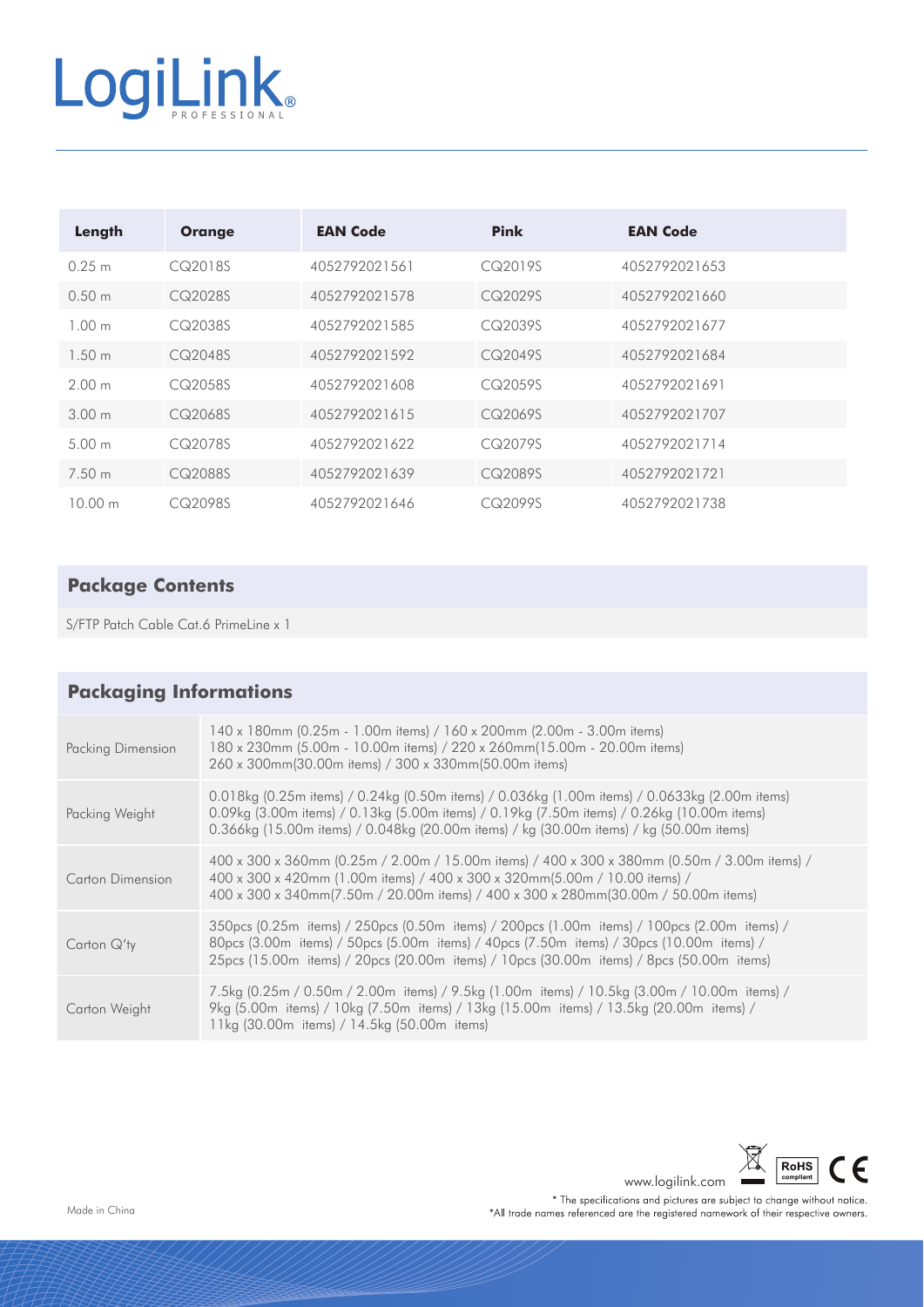| Length | Orange | EAN Code | Pink | EAN Code |
|---|---|---|---|---|
| 0.25 m | CQ2018S | 4052792021561 | CQ2019S | 4052792021653 |
| 0.50 m | CQ2028S | 4052792021578 | CQ2029S | 4052792021660 |
| 1.00 m | CQ2038S | 4052792021585 | CQ2039S | 4052792021677 |
| 1.50 m | CQ2048S | 4052792021592 | CQ2049S | 4052792021684 |
| 2.00 m | CQ2058S | 4052792021608 | CQ2059S | 4052792021691 |
| 3.00 m | CQ2068S | 4052792021615 | CQ2069S | 4052792021707 |
| 5.00 m | CQ2078S | 4052792021622 | CQ2079S | 4052792021714 |
| 7.50 m | CQ2088S | 4052792021639 | CQ2089S | 4052792021721 |
| 10.00 m | CQ2098S | 4052792021646 | CQ2099S | 4052792021738 |

## Package Contents

S/FTP Patch Cable Cat.6 PrimeLine x 1

## Packaging Informations

| | |
|---|---|
| Packing Dimension | 140 x 180mm (0.25m - 1.00m items) / 160 x 200mm (2.00m - 3.00m items) 180 x 230mm (5.00m - 10.00m items) / 220 x 260mm(15.00m - 20.00m items) 260 x 300mm(30.00m items) / 300 x 330mm(50.00m items) |
| Packing Weight | 0.018kg (0.25m items) / 0.24kg (0.50m items) / 0.036kg (1.00m items) / 0.0633kg (2.00m items) 0.09kg (3.00m items) / 0.13kg (5.00m items) / 0.19kg (7.50m items) / 0.26kg (10.00m items) 0.366kg (15.00m items) / 0.048kg (20.00m items) / kg (30.00m items) / kg (50.00m items) |
| Carton Dimension | 400 x 300 x 360mm (0.25m / 2.00m / 15.00m items) / 400 x 300 x 380mm (0.50m / 3.00m items) / 400 x 300 x 420mm (1.00m items) / 400 x 300 x 320mm(5.00m / 10.00 items) / 400 x 300 x 340mm(7.50m / 20.00m items) / 400 x 300 x 280mm(30.00m / 50.00m items) |
| Carton Q'ty | 350pcs (0.25m items) / 250pcs (0.50m items) / 200pcs (1.00m items) / 100pcs (2.00m items) / 80pcs (3.00m items) / 50pcs (5.00m items) / 40pcs (7.50m items) / 30pcs (10.00m items) / 25pcs (15.00m items) / 20pcs (20.00m items) / 10pcs (30.00m items) / 8pcs (50.00m items) |
| Carton Weight | 7.5kg (0.25m / 0.50m / 2.00m items) / 9.5kg (1.00m items) / 10.5kg (3.00m / 10.00m items) / 9kg (5.00m items) / 10kg (7.50m items) / 13kg (15.00m items) / 13.5kg (20.00m items) / 11kg (30.00m items) / 14.5kg (50.00m items) |

www.logilink.com

Made in China

* The specifications and pictures are subject to change without notice.
*All trade names referenced are the registered namework of their respective owners.